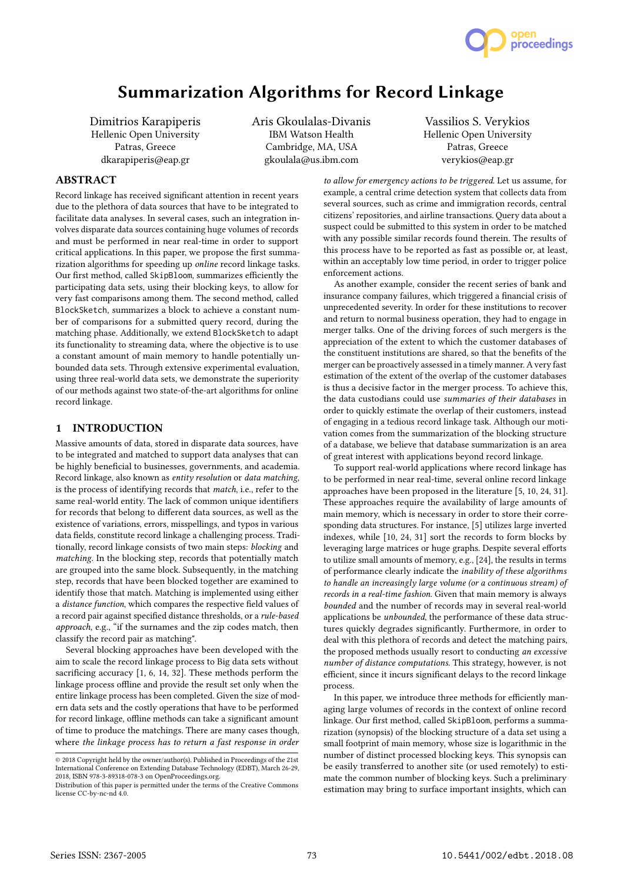# Summarization Algorithms for Record Linkage

Dimitrios Karapiperis
Hellenic Open University
Patras, Greece
dkarapiperis@eap.gr

Aris Gkoulalas-Divanis
IBM Watson Health
Cambridge, MA, USA
gkoulala@us.ibm.com

Vassilios S. Verykios
Hellenic Open University
Patras, Greece
verykios@eap.gr

## ABSTRACT

Record linkage has received significant attention in recent years due to the plethora of data sources that have to be integrated to facilitate data analyses. In several cases, such an integration involves disparate data sources containing huge volumes of records and must be performed in near real-time in order to support critical applications. In this paper, we propose the first summarization algorithms for speeding up *online* record linkage tasks. Our first method, called `SkipBloom`, summarizes efficiently the participating data sets, using their blocking keys, to allow for very fast comparisons among them. The second method, called `BlockSketch`, summarizes a block to achieve a constant number of comparisons for a submitted query record, during the matching phase. Additionally, we extend `BlockSketch` to adapt its functionality to streaming data, where the objective is to use a constant amount of main memory to handle potentially unbounded data sets. Through extensive experimental evaluation, using three real-world data sets, we demonstrate the superiority of our methods against two state-of-the-art algorithms for online record linkage.

## 1 INTRODUCTION

Massive amounts of data, stored in disparate data sources, have to be integrated and matched to support data analyses that can be highly beneficial to businesses, governments, and academia. Record linkage, also known as *entity resolution* or *data matching*, is the process of identifying records that *match*, i.e., refer to the same real-world entity. The lack of common unique identifiers for records that belong to different data sources, as well as the existence of variations, errors, misspellings, and typos in various data fields, constitute record linkage a challenging process. Traditionally, record linkage consists of two main steps: *blocking* and *matching*. In the blocking step, records that potentially match are grouped into the same block. Subsequently, in the matching step, records that have been blocked together are examined to identify those that match. Matching is implemented using either a *distance function*, which compares the respective field values of a record pair against specified distance thresholds, or a *rule-based approach*, e.g., "if the surnames and the zip codes match, then classify the record pair as matching".

Several blocking approaches have been developed with the aim to scale the record linkage process to Big data sets without sacrificing accuracy [1, 6, 14, 32]. These methods perform the linkage process offline and provide the result set only when the entire linkage process has been completed. Given the size of modern data sets and the costly operations that have to be performed for record linkage, offline methods can take a significant amount of time to produce the matchings. There are many cases though, where *the linkage process has to return a fast response in order to allow for emergency actions to be triggered.* Let us assume, for example, a central crime detection system that collects data from several sources, such as crime and immigration records, central citizens' repositories, and airline transactions. Query data about a suspect could be submitted to this system in order to be matched with any possible similar records found therein. The results of this process have to be reported as fast as possible or, at least, within an acceptably low time period, in order to trigger police enforcement actions.

As another example, consider the recent series of bank and insurance company failures, which triggered a financial crisis of unprecedented severity. In order for these institutions to recover and return to normal business operation, they had to engage in merger talks. One of the driving forces of such mergers is the appreciation of the extent to which the customer databases of the constituent institutions are shared, so that the benefits of the merger can be proactively assessed in a timely manner. A very fast estimation of the extent of the overlap of the customer databases is thus a decisive factor in the merger process. To achieve this, the data custodians could use *summaries of their databases* in order to quickly estimate the overlap of their customers, instead of engaging in a tedious record linkage task. Although our motivation comes from the summarization of the blocking structure of a database, we believe that database summarization is an area of great interest with applications beyond record linkage.

To support real-world applications where record linkage has to be performed in near real-time, several online record linkage approaches have been proposed in the literature [5, 10, 24, 31]. These approaches require the availability of large amounts of main memory, which is necessary in order to store their corresponding data structures. For instance, [5] utilizes large inverted indexes, while [10, 24, 31] sort the records to form blocks by leveraging large matrices or huge graphs. Despite several efforts to utilize small amounts of memory, e.g., [24], the results in terms of performance clearly indicate the *inability of these algorithms to handle an increasingly large volume (or a continuous stream) of records in a real-time fashion*. Given that main memory is always *bounded* and the number of records may in several real-world applications be *unbounded*, the performance of these data structures quickly degrades significantly. Furthermore, in order to deal with this plethora of records and detect the matching pairs, the proposed methods usually resort to conducting *an excessive number of distance computations*. This strategy, however, is not efficient, since it incurs significant delays to the record linkage process.

In this paper, we introduce three methods for efficiently managing large volumes of records in the context of online record linkage. Our first method, called `SkipBloom`, performs a summarization (synopsis) of the blocking structure of a data set using a small footprint of main memory, whose size is logarithmic in the number of distinct processed blocking keys. This synopsis can be easily transferred to another site (or used remotely) to estimate the common number of blocking keys. Such a preliminary estimation may bring to surface important insights, which can

© 2018 Copyright held by the owner/author(s). Published in Proceedings of the 21st International Conference on Extending Database Technology (EDBT), March 26-29, 2018, ISBN 978-3-89318-078-3 on OpenProceedings.org.
Distribution of this paper is permitted under the terms of the Creative Commons license CC-by-nc-nd 4.0.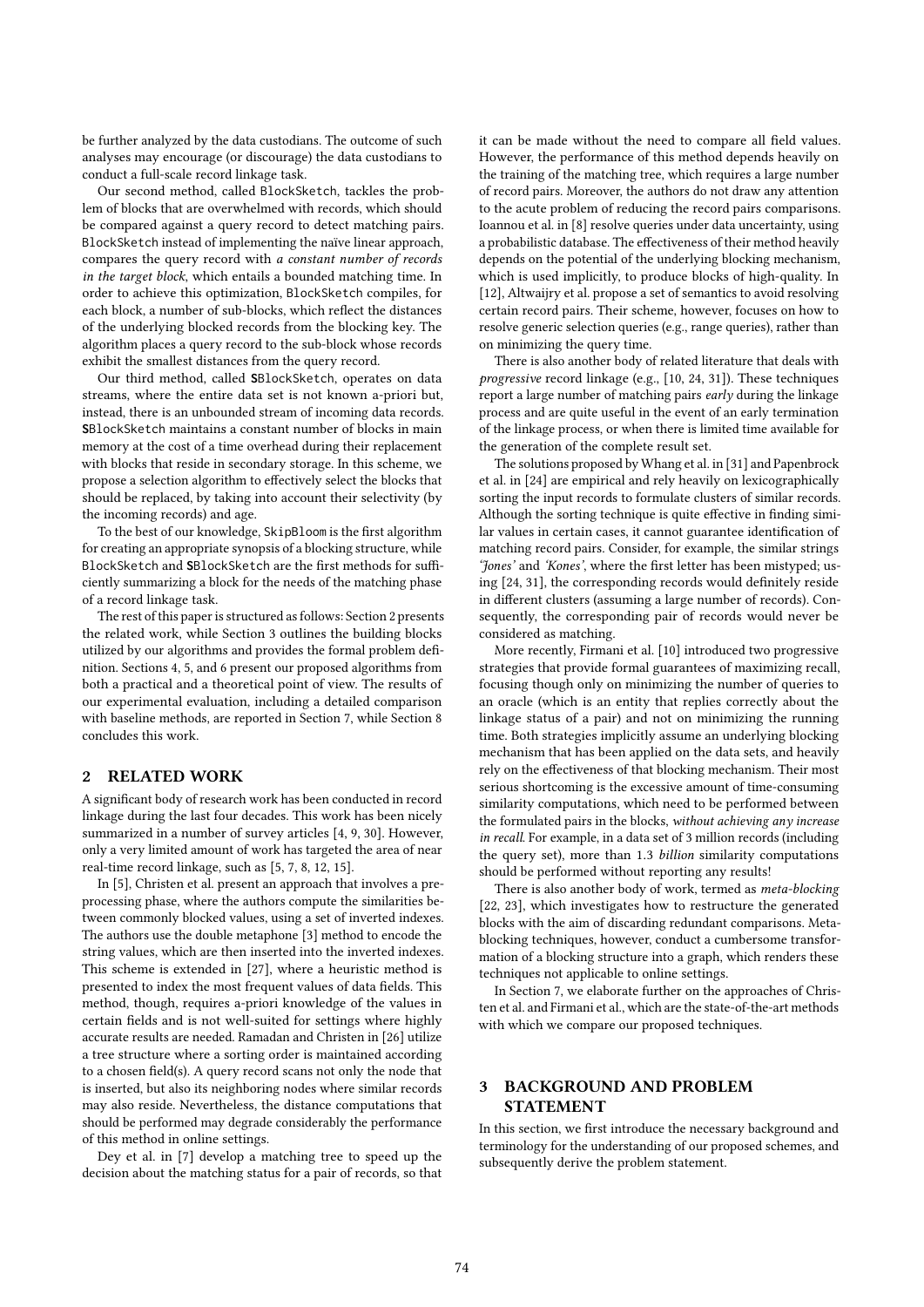be further analyzed by the data custodians. The outcome of such analyses may encourage (or discourage) the data custodians to conduct a full-scale record linkage task.

Our second method, called BlockSketch, tackles the problem of blocks that are overwhelmed with records, which should be compared against a query record to detect matching pairs. BlockSketch instead of implementing the naïve linear approach, compares the query record with *a constant number of records in the target block*, which entails a bounded matching time. In order to achieve this optimization, BlockSketch compiles, for each block, a number of sub-blocks, which reflect the distances of the underlying blocked records from the blocking key. The algorithm places a query record to the sub-block whose records exhibit the smallest distances from the query record.

Our third method, called **S**BlockSketch, operates on data streams, where the entire data set is not known a-priori but, instead, there is an unbounded stream of incoming data records. **S**BlockSketch maintains a constant number of blocks in main memory at the cost of a time overhead during their replacement with blocks that reside in secondary storage. In this scheme, we propose a selection algorithm to effectively select the blocks that should be replaced, by taking into account their selectivity (by the incoming records) and age.

To the best of our knowledge, SkipBloom is the first algorithm for creating an appropriate synopsis of a blocking structure, while BlockSketch and **S**BlockSketch are the first methods for sufficiently summarizing a block for the needs of the matching phase of a record linkage task.

The rest of this paper is structured as follows: Section 2 presents the related work, while Section 3 outlines the building blocks utilized by our algorithms and provides the formal problem definition. Sections 4, 5, and 6 present our proposed algorithms from both a practical and a theoretical point of view. The results of our experimental evaluation, including a detailed comparison with baseline methods, are reported in Section 7, while Section 8 concludes this work.

## 2 RELATED WORK

A significant body of research work has been conducted in record linkage during the last four decades. This work has been nicely summarized in a number of survey articles [4, 9, 30]. However, only a very limited amount of work has targeted the area of near real-time record linkage, such as [5, 7, 8, 12, 15].

In [5], Christen et al. present an approach that involves a preprocessing phase, where the authors compute the similarities between commonly blocked values, using a set of inverted indexes. The authors use the double metaphone [3] method to encode the string values, which are then inserted into the inverted indexes. This scheme is extended in [27], where a heuristic method is presented to index the most frequent values of data fields. This method, though, requires a-priori knowledge of the values in certain fields and is not well-suited for settings where highly accurate results are needed. Ramadan and Christen in [26] utilize a tree structure where a sorting order is maintained according to a chosen field(s). A query record scans not only the node that is inserted, but also its neighboring nodes where similar records may also reside. Nevertheless, the distance computations that should be performed may degrade considerably the performance of this method in online settings.

Dey et al. in [7] develop a matching tree to speed up the decision about the matching status for a pair of records, so that it can be made without the need to compare all field values. However, the performance of this method depends heavily on the training of the matching tree, which requires a large number of record pairs. Moreover, the authors do not draw any attention to the acute problem of reducing the record pairs comparisons. Ioannou et al. in [8] resolve queries under data uncertainty, using a probabilistic database. The effectiveness of their method heavily depends on the potential of the underlying blocking mechanism, which is used implicitly, to produce blocks of high-quality. In [12], Altwaijry et al. propose a set of semantics to avoid resolving certain record pairs. Their scheme, however, focuses on how to resolve generic selection queries (e.g., range queries), rather than on minimizing the query time.

There is also another body of related literature that deals with *progressive* record linkage (e.g., [10, 24, 31]). These techniques report a large number of matching pairs *early* during the linkage process and are quite useful in the event of an early termination of the linkage process, or when there is limited time available for the generation of the complete result set.

The solutions proposed by Whang et al. in [31] and Papenbrock et al. in [24] are empirical and rely heavily on lexicographically sorting the input records to formulate clusters of similar records. Although the sorting technique is quite effective in finding similar values in certain cases, it cannot guarantee identification of matching record pairs. Consider, for example, the similar strings *'Jones'* and *'Kones'*, where the first letter has been mistyped; using [24, 31], the corresponding records would definitely reside in different clusters (assuming a large number of records). Consequently, the corresponding pair of records would never be considered as matching.

More recently, Firmani et al. [10] introduced two progressive strategies that provide formal guarantees of maximizing recall, focusing though only on minimizing the number of queries to an oracle (which is an entity that replies correctly about the linkage status of a pair) and not on minimizing the running time. Both strategies implicitly assume an underlying blocking mechanism that has been applied on the data sets, and heavily rely on the effectiveness of that blocking mechanism. Their most serious shortcoming is the excessive amount of time-consuming similarity computations, which need to be performed between the formulated pairs in the blocks, *without achieving any increase in recall*. For example, in a data set of 3 million records (including the query set), more than 1.3 *billion* similarity computations should be performed without reporting any results!

There is also another body of work, termed as *meta-blocking* [22, 23], which investigates how to restructure the generated blocks with the aim of discarding redundant comparisons. Meta-blocking techniques, however, conduct a cumbersome transformation of a blocking structure into a graph, which renders these techniques not applicable to online settings.

In Section 7, we elaborate further on the approaches of Christen et al. and Firmani et al., which are the state-of-the-art methods with which we compare our proposed techniques.

## 3 BACKGROUND AND PROBLEM STATEMENT

In this section, we first introduce the necessary background and terminology for the understanding of our proposed schemes, and subsequently derive the problem statement.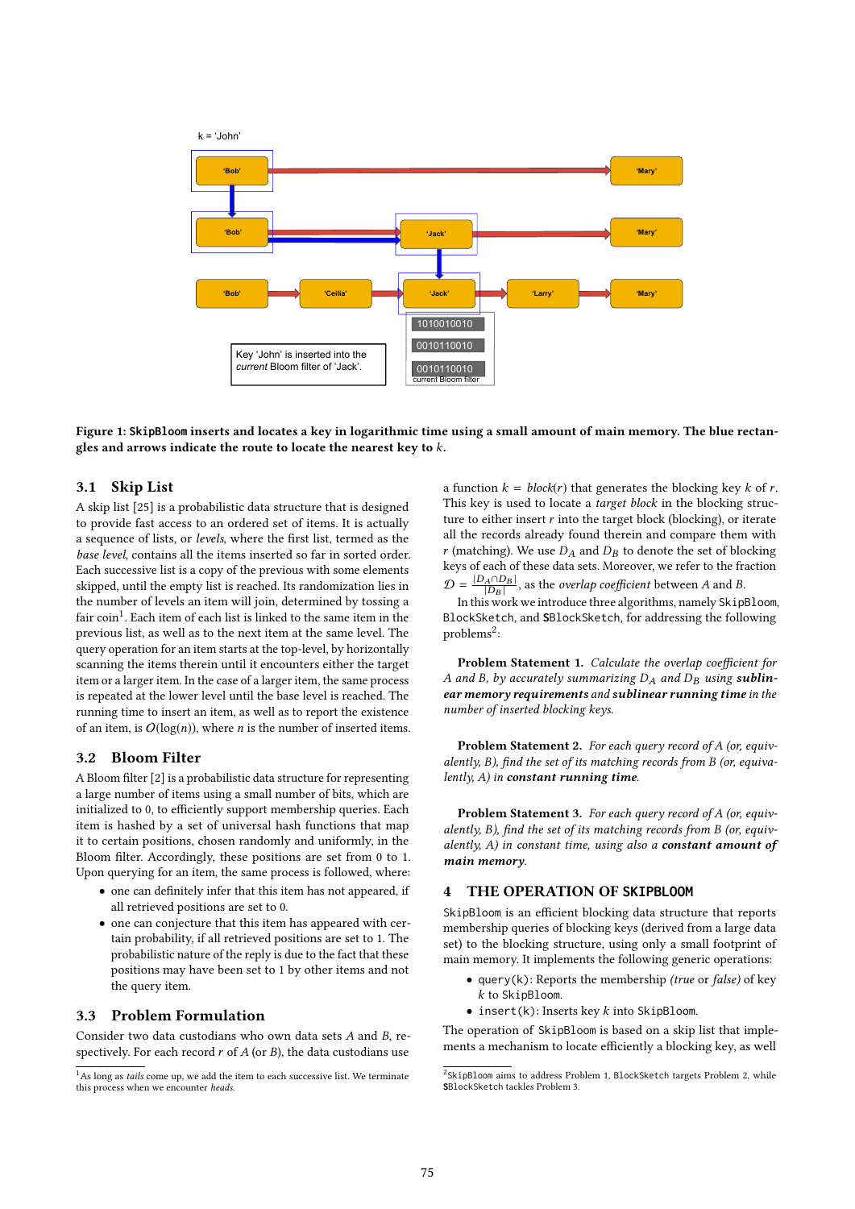**Figure 1: `SkipBloom` inserts and locates a key in logarithmic time using a small amount of main memory. The blue rectangles and arrows indicate the route to locate the nearest key to $k$.**

## 3.1 Skip List

A skip list [25] is a probabilistic data structure that is designed to provide fast access to an ordered set of items. It is actually a sequence of lists, or *levels*, where the first list, termed as the *base level*, contains all the items inserted so far in sorted order. Each successive list is a copy of the previous with some elements skipped, until the empty list is reached. Its randomization lies in the number of levels an item will join, determined by tossing a fair coin[1]. Each item of each list is linked to the same item in the previous list, as well as to the next item at the same level. The query operation for an item starts at the top-level, by horizontally scanning the items therein until it encounters either the target item or a larger item. In the case of a larger item, the same process is repeated at the lower level until the base level is reached. The running time to insert an item, as well as to report the existence of an item, is $O(\log(n))$, where $n$ is the number of inserted items.

## 3.2 Bloom Filter

A Bloom filter [2] is a probabilistic data structure for representing a large number of items using a small number of bits, which are initialized to 0, to efficiently support membership queries. Each item is hashed by a set of universal hash functions that map it to certain positions, chosen randomly and uniformly, in the Bloom filter. Accordingly, these positions are set from 0 to 1. Upon querying for an item, the same process is followed, where:

- one can definitely infer that this item has not appeared, if all retrieved positions are set to 0.
- one can conjecture that this item has appeared with certain probability, if all retrieved positions are set to 1. The probabilistic nature of the reply is due to the fact that these positions may have been set to 1 by other items and not the query item.

## 3.3 Problem Formulation

Consider two data custodians who own data sets $A$ and $B$, respectively. For each record $r$ of $A$ (or $B$), the data custodians use a function $k = block(r)$ that generates the blocking key $k$ of $r$. This key is used to locate a *target block* in the blocking structure to either insert $r$ into the target block (blocking), or iterate all the records already found therein and compare them with $r$ (matching). We use $D_A$ and $D_B$ to denote the set of blocking keys of each of these data sets. Moreover, we refer to the fraction $\mathcal{D} = \frac{|D_A \cap D_B|}{|D_B|}$, as the *overlap coefficient* between $A$ and $B$.

In this work we introduce three algorithms, namely `SkipBloom`, `BlockSketch`, and `SBlockSketch`, for addressing the following problems[2]:

**Problem Statement 1.** *Calculate the overlap coefficient for $A$ and $B$, by accurately summarizing $D_A$ and $D_B$ using* ***sublinear memory requirements*** *and* ***sublinear running time*** *in the number of inserted blocking keys.*

**Problem Statement 2.** *For each query record of $A$ (or, equivalently, $B$), find the set of its matching records from $B$ (or, equivalently, $A$) in* ***constant running time****.*

**Problem Statement 3.** *For each query record of $A$ (or, equivalently, $B$), find the set of its matching records from $B$ (or, equivalently, $A$) in constant time, using also a* ***constant amount of main memory****.*

## 4 THE OPERATION OF `SKIPBLOOM`

`SkipBloom` is an efficient blocking data structure that reports membership queries of blocking keys (derived from a large data set) to the blocking structure, using only a small footprint of main memory. It implements the following generic operations:

- `query(k)`: Reports the membership *(true* or *false)* of key $k$ to `SkipBloom`.
- `insert(k)`: Inserts key $k$ into `SkipBloom`.

The operation of `SkipBloom` is based on a skip list that implements a mechanism to locate efficiently a blocking key, as well

---

[1] As long as *tails* come up, we add the item to each successive list. We terminate this process when we encounter *heads*.

[2] `SkipBloom` aims to address Problem 1, `BlockSketch` targets Problem 2, while `SBlockSketch` tackles Problem 3.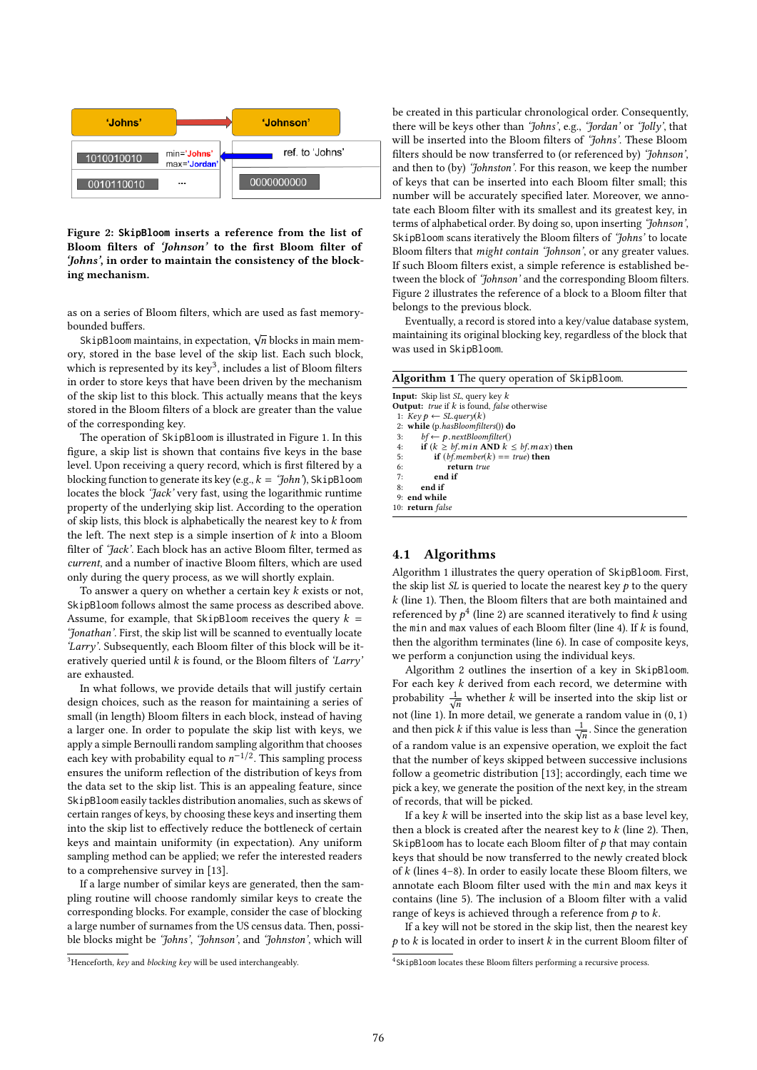Figure 2: SkipBloom inserts a reference from the list of Bloom filters of *'Johnson'* to the first Bloom filter of *'Johns'*, in order to maintain the consistency of the blocking mechanism.

as on a series of Bloom filters, which are used as fast memory-bounded buffers.

SkipBloom maintains, in expectation, $\sqrt{n}$ blocks in main memory, stored in the base level of the skip list. Each such block, which is represented by its key[3], includes a list of Bloom filters in order to store keys that have been driven by the mechanism of the skip list to this block. This actually means that the keys stored in the Bloom filters of a block are greater than the value of the corresponding key.

The operation of SkipBloom is illustrated in Figure 1. In this figure, a skip list is shown that contains five keys in the base level. Upon receiving a query record, which is first filtered by a blocking function to generate its key (e.g., $k$ = *'John'*), SkipBloom locates the block *'Jack'* very fast, using the logarithmic runtime property of the underlying skip list. According to the operation of skip lists, this block is alphabetically the nearest key to $k$ from the left. The next step is a simple insertion of $k$ into a Bloom filter of *'Jack'*. Each block has an active Bloom filter, termed as *current*, and a number of inactive Bloom filters, which are used only during the query process, as we will shortly explain.

To answer a query on whether a certain key $k$ exists or not, SkipBloom follows almost the same process as described above. Assume, for example, that SkipBloom receives the query $k$ = *'Jonathan'*. First, the skip list will be scanned to eventually locate *'Larry'*. Subsequently, each Bloom filter of this block will be iteratively queried until $k$ is found, or the Bloom filters of *'Larry'* are exhausted.

In what follows, we provide details that will justify certain design choices, such as the reason for maintaining a series of small (in length) Bloom filters in each block, instead of having a larger one. In order to populate the skip list with keys, we apply a simple Bernoulli random sampling algorithm that chooses each key with probability equal to $n^{-1/2}$. This sampling process ensures the uniform reflection of the distribution of keys from the data set to the skip list. This is an appealing feature, since SkipBloom easily tackles distribution anomalies, such as skews of certain ranges of keys, by choosing these keys and inserting them into the skip list to effectively reduce the bottleneck of certain keys and maintain uniformity (in expectation). Any uniform sampling method can be applied; we refer the interested readers to a comprehensive survey in [13].

If a large number of similar keys are generated, then the sampling routine will choose randomly similar keys to create the corresponding blocks. For example, consider the case of blocking a large number of surnames from the US census data. Then, possible blocks might be *'Johns'*, *'Johnson'*, and *'Johnston'*, which will be created in this particular chronological order. Consequently, there will be keys other than *'Johns'*, e.g., *'Jordan'* or *'Jolly'*, that will be inserted into the Bloom filters of *'Johns'*. These Bloom filters should be now transferred to (or referenced by) *'Johnson'*, and then to (by) *'Johnston'*. For this reason, we keep the number of keys that can be inserted into each Bloom filter small; this number will be accurately specified later. Moreover, we annotate each Bloom filter with its smallest and its greatest key, in terms of alphabetical order. By doing so, upon inserting *'Johnson'*, SkipBloom scans iteratively the Bloom filters of *'Johns'* to locate Bloom filters that *might contain* *'Johnson'*, or any greater values. If such Bloom filters exist, a simple reference is established between the block of *'Johnson'* and the corresponding Bloom filters. Figure 2 illustrates the reference of a block to a Bloom filter that belongs to the previous block.

Eventually, a record is stored into a key/value database system, maintaining its original blocking key, regardless of the block that was used in SkipBloom.

**Algorithm 1** The query operation of SkipBloom.

```
Input: Skip list SL, query key k
Output: true if k is found, false otherwise
 1: Key p ← SL.query(k)
 2: while (p.hasBloomfilters()) do
 3:     bf ← p.nextBloomfilter()
 4:     if (k ≥ bf.min AND k ≤ bf.max) then
 5:         if (bf.member(k) == true) then
 6:             return true
 7:         end if
 8:     end if
 9: end while
10: return false
```

## 4.1 Algorithms

Algorithm 1 illustrates the query operation of SkipBloom. First, the skip list *SL* is queried to locate the nearest key $p$ to the query $k$ (line 1). Then, the Bloom filters that are both maintained and referenced by $p$[4] (line 2) are scanned iteratively to find $k$ using the min and max values of each Bloom filter (line 4). If $k$ is found, then the algorithm terminates (line 6). In case of composite keys, we perform a conjunction using the individual keys.

Algorithm 2 outlines the insertion of a key in SkipBloom. For each key $k$ derived from each record, we determine with probability $\frac{1}{\sqrt{n}}$ whether $k$ will be inserted into the skip list or not (line 1). In more detail, we generate a random value in (0, 1) and then pick $k$ if this value is less than $\frac{1}{\sqrt{n}}$. Since the generation of a random value is an expensive operation, we exploit the fact that the number of keys skipped between successive inclusions follow a geometric distribution [13]; accordingly, each time we pick a key, we generate the position of the next key, in the stream of records, that will be picked.

If a key $k$ will be inserted into the skip list as a base level key, then a block is created after the nearest key to $k$ (line 2). Then, SkipBloom has to locate each Bloom filter of $p$ that may contain keys that should be now transferred to the newly created block of $k$ (lines 4–8). In order to easily locate these Bloom filters, we annotate each Bloom filter used with the min and max keys it contains (line 5). The inclusion of a Bloom filter with a valid range of keys is achieved through a reference from $p$ to $k$.

If a key will not be stored in the skip list, then the nearest key $p$ to $k$ is located in order to insert $k$ in the current Bloom filter of

[3] Henceforth, *key* and *blocking key* will be used interchangeably.

[4] SkipBloom locates these Bloom filters performing a recursive process.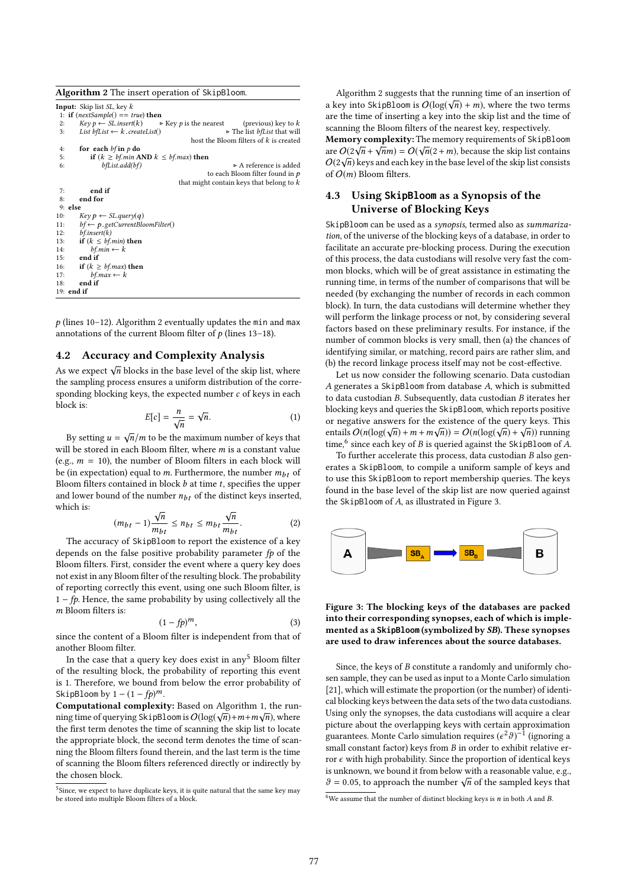**Algorithm 2** The insert operation of SkipBloom.

```
Input: Skip list SL, key k
 1: if (nextSample() == true) then
 2:     Key p ← SL.insert(k)          ▷ Key p is the nearest (previous) key to k
 3:     List bfList ← k.createList()  ▷ The list bfList that will host the Bloom filters of k is created
 4:     for each bf in p do
 5:         if (k ≥ bf.min AND k ≤ bf.max) then
 6:             bfList.add(bf)        ▷ A reference is added to each Bloom filter found in p that might contain keys that belong to k
 7:         end if
 8:     end for
 9: else
10:     Key p ← SL.query(q)
11:     bf ← p.getCurrentBloomFilter()
12:     bf.insert(k)
13:     if (k ≤ bf.min) then
14:         bf.min ← k
15:     end if
16:     if (k ≥ bf.max) then
17:         bf.max ← k
18:     end if
19: end if
```

$p$ (lines 10–12). Algorithm 2 eventually updates the min and max annotations of the current Bloom filter of $p$ (lines 13–18).

## 4.2 Accuracy and Complexity Analysis

As we expect $\sqrt{n}$ blocks in the base level of the skip list, where the sampling process ensures a uniform distribution of the corresponding blocking keys, the expected number $c$ of keys in each block is:

$$E[c] = \frac{n}{\sqrt{n}} = \sqrt{n}. \tag{1}$$

By setting $u = \sqrt{n}/m$ to be the maximum number of keys that will be stored in each Bloom filter, where $m$ is a constant value (e.g., $m = 10$), the number of Bloom filters in each block will be (in expectation) equal to $m$. Furthermore, the number $m_{bt}$ of Bloom filters contained in block $b$ at time $t$, specifies the upper and lower bound of the number $n_{bt}$ of the distinct keys inserted, which is:

$$(m_{bt} - 1)\frac{\sqrt{n}}{m_{bt}} \leq n_{bt} \leq m_{bt}\frac{\sqrt{n}}{m_{bt}}. \tag{2}$$

The accuracy of SkipBloom to report the existence of a key depends on the false positive probability parameter $fp$ of the Bloom filters. First, consider the event where a query key does not exist in any Bloom filter of the resulting block. The probability of reporting correctly this event, using one such Bloom filter, is $1 - fp$. Hence, the same probability by using collectively all the $m$ Bloom filters is:

$$(1 - fp)^m, \tag{3}$$

since the content of a Bloom filter is independent from that of another Bloom filter.

In the case that a query key does exist in any[5] Bloom filter of the resulting block, the probability of reporting this event is 1. Therefore, we bound from below the error probability of SkipBloom by $1 - (1 - fp)^m$.

**Computational complexity:** Based on Algorithm 1, the running time of querying SkipBloom is $O(\log(\sqrt{n}) + m + m\sqrt{n})$, where the first term denotes the time of scanning the skip list to locate the appropriate block, the second term denotes the time of scanning the Bloom filters found therein, and the last term is the time of scanning the Bloom filters referenced directly or indirectly by the chosen block.

[5]Since, we expect to have duplicate keys, it is quite natural that the same key may be stored into multiple Bloom filters of a block.

Algorithm 2 suggests that the running time of an insertion of a key into SkipBloom is $O(\log(\sqrt{n}) + m)$, where the two terms are the time of inserting a key into the skip list and the time of scanning the Bloom filters of the nearest key, respectively.

**Memory complexity:** The memory requirements of SkipBloom are $O(2\sqrt{n} + \sqrt{n}m) = O(\sqrt{n}(2 + m)$, because the skip list contains $O(2\sqrt{n})$ keys and each key in the base level of the skip list consists of $O(m)$ Bloom filters.

## 4.3 Using SkipBloom as a Synopsis of the Universe of Blocking Keys

SkipBloom can be used as a *synopsis*, termed also as *summarization*, of the universe of the blocking keys of a database, in order to facilitate an accurate pre-blocking process. During the execution of this process, the data custodians will resolve very fast the common blocks, which will be of great assistance in estimating the running time, in terms of the number of comparisons that will be needed (by exchanging the number of records in each common block). In turn, the data custodians will determine whether they will perform the linkage process or not, by considering several factors based on these preliminary results. For instance, if the number of common blocks is very small, then (a) the chances of identifying similar, or matching, record pairs are rather slim, and (b) the record linkage process itself may not be cost-effective.

Let us now consider the following scenario. Data custodian $A$ generates a SkipBloom from database $A$, which is submitted to data custodian $B$. Subsequently, data custodian $B$ iterates her blocking keys and queries the SkipBloom, which reports positive or negative answers for the existence of the query keys. This entails $O(n(\log(\sqrt{n}) + m + m\sqrt{n})) = O(n(\log(\sqrt{n}) + \sqrt{n}))$ running time,[6] since each key of $B$ is queried against the SkipBloom of $A$.

To further accelerate this process, data custodian $B$ also generates a SkipBloom, to compile a uniform sample of keys and to use this SkipBloom to report membership queries. The keys found in the base level of the skip list are now queried against the SkipBloom of $A$, as illustrated in Figure 3.

**Figure 3: The blocking keys of the databases are packed into their corresponding synopses, each of which is implemented as a SkipBloom (symbolized by *SB*). These synopses are used to draw inferences about the source databases.**

Since, the keys of $B$ constitute a randomly and uniformly chosen sample, they can be used as input to a Monte Carlo simulation [21], which will estimate the proportion (or the number) of identical blocking keys between the data sets of the two data custodians. Using only the synopses, the data custodians will acquire a clear picture about the overlapping keys with certain approximation guarantees. Monte Carlo simulation requires $(\epsilon^2\vartheta)^{-1}$ (ignoring a small constant factor) keys from $B$ in order to exhibit relative error $\epsilon$ with high probability. Since the proportion of identical keys is unknown, we bound it from below with a reasonable value, e.g., $\vartheta = 0.05$, to approach the number $\sqrt{n}$ of the sampled keys that

[6]We assume that the number of distinct blocking keys is $n$ in both $A$ and $B$.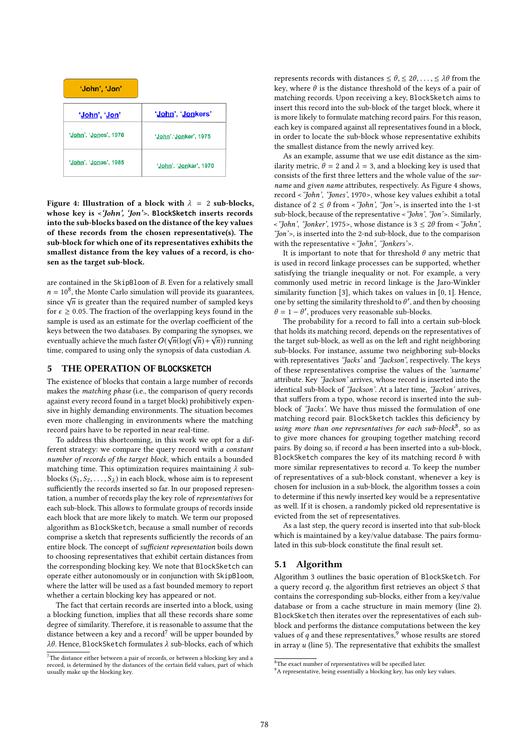| 'John', 'Jon' | |
|---|---|
| 'John', 'Jon' | 'John', 'Jonkers' |
| 'John', 'Jones', 1970 | 'John', 'Jonker', 1975 |
| 'John', 'Jonas', 1985 | 'John', 'Jonkar', 1970 |

**Figure 4: Illustration of a block with $\lambda = 2$ sub-blocks, whose key is <*'John', 'Jon'*>. BlockSketch inserts records into the sub-blocks based on the distance of the key values of these records from the chosen representative(s). The sub-block for which one of its representatives exhibits the smallest distance from the key values of a record, is chosen as the target sub-block.**

are contained in the SkipBloom of $B$. Even for a relatively small $n = 10^8$, the Monte Carlo simulation will provide its guarantees, since $\sqrt{n}$ is greater than the required number of sampled keys for $\epsilon \geq 0.05$. The fraction of the overlapping keys found in the sample is used as an estimate for the overlap coefficient of the keys between the two databases. By comparing the synopses, we eventually achieve the much faster $O(\sqrt{n}(\log(\sqrt{n}) + \sqrt{n}))$ running time, compared to using only the synopsis of data custodian $A$.

## 5 THE OPERATION OF BLOCKSKETCH

The existence of blocks that contain a large number of records makes the *matching phase* (i.e., the comparison of query records against every record found in a target block) prohibitively expensive in highly demanding environments. The situation becomes even more challenging in environments where the matching record pairs have to be reported in near real-time.

To address this shortcoming, in this work we opt for a different strategy: we compare the query record with *a constant number of records of the target block*, which entails a bounded matching time. This optimization requires maintaining $\lambda$ sub-blocks $(S_1, S_2, \ldots, S_\lambda)$ in each block, whose aim is to represent sufficiently the records inserted so far. In our proposed representation, a number of records play the key role of *representatives* for each sub-block. This allows to formulate groups of records inside each block that are more likely to match. We term our proposed algorithm as BlockSketch, because a small number of records comprise a sketch that represents sufficiently the records of an entire block. The concept of *sufficient representation* boils down to choosing representatives that exhibit certain distances from the corresponding blocking key. We note that BlockSketch can operate either autonomously or in conjunction with SkipBloom, where the latter will be used as a fast bounded memory to report whether a certain blocking key has appeared or not.

The fact that certain records are inserted into a block, using a blocking function, implies that all these records share some degree of similarity. Therefore, it is reasonable to assume that the distance between a key and a record[7] will be upper bounded by $\lambda\theta$. Hence, BlockSketch formulates $\lambda$ sub-blocks, each of which represents records with distances $\leq \theta, \leq 2\theta, \ldots, \leq \lambda\theta$ from the key, where $\theta$ is the distance threshold of the keys of a pair of matching records. Upon receiving a key, BlockSketch aims to insert this record into the sub-block of the target block, where it is more likely to formulate matching record pairs. For this reason, each key is compared against all representatives found in a block, in order to locate the sub-block whose representative exhibits the smallest distance from the newly arrived key.

As an example, assume that we use edit distance as the similarity metric, $\theta = 2$ and $\lambda = 3$, and a blocking key is used that consists of the first three letters and the whole value of the *surname* and *given name* attributes, respectively. As Figure 4 shows, record < *'John', 'Jones'*, 1970>, whose key values exhibit a total distance of $2 \leq \theta$ from < *'John', 'Jon'*>, is inserted into the 1-st sub-block, because of the representative < *'John', 'Jon'*>. Similarly, < *'John', 'Jonker'*, 1975>, whose distance is $3 \leq 2\theta$ from < *'John', 'Jon'*>, is inserted into the 2-nd sub-block, due to the comparison with the representative < *'John', 'Jonkers'*>.

It is important to note that for threshold $\theta$ any metric that is used in record linkage processes can be supported, whether satisfying the triangle inequality or not. For example, a very commonly used metric in record linkage is the Jaro-Winkler similarity function [3], which takes on values in $[0, 1]$. Hence, one by setting the similarity threshold to $\theta'$, and then by choosing $\theta = 1 - \theta'$, produces very reasonable sub-blocks.

The probability for a record to fall into a certain sub-block that holds its matching record, depends on the representatives of the target sub-block, as well as on the left and right neighboring sub-blocks. For instance, assume two neighboring sub-blocks with representatives *'Jacks'* and *'Jackson'*, respectively. The keys of these representatives comprise the values of the *'surname'* attribute. Key *'Jackson'* arrives, whose record is inserted into the identical sub-block of *'Jackson'*. At a later time, *'Jacksn'* arrives, that suffers from a typo, whose record is inserted into the sub-block of *'Jacks'*. We have thus missed the formulation of one matching record pair. BlockSketch tackles this deficiency by *using more than one representatives for each sub-block*[8], so as to give more chances for grouping together matching record pairs. By doing so, if record $a$ has been inserted into a sub-block, BlockSketch compares the key of its matching record $b$ with more similar representatives to record $a$. To keep the number of representatives of a sub-block constant, whenever a key is chosen for inclusion in a sub-block, the algorithm tosses a coin to determine if this newly inserted key would be a representative as well. If it is chosen, a randomly picked old representative is evicted from the set of representatives.

As a last step, the query record is inserted into that sub-block which is maintained by a key/value database. The pairs formulated in this sub-block constitute the final result set.

### 5.1 Algorithm

Algorithm 3 outlines the basic operation of BlockSketch. For a query record $q$, the algorithm first retrieves an object $S$ that contains the corresponding sub-blocks, either from a key/value database or from a cache structure in main memory (line 2). BlockSketch then iterates over the representatives of each sub-block and performs the distance computations between the key values of $q$ and these representatives,[9] whose results are stored in array $u$ (line 5). The representative that exhibits the smallest

[7] The distance either between a pair of records, or between a blocking key and a record, is determined by the distances of the certain field values, part of which usually make up the blocking key.

[8] The exact number of representatives will be specified later.

[9] A representative, being essentially a blocking key, has only key values.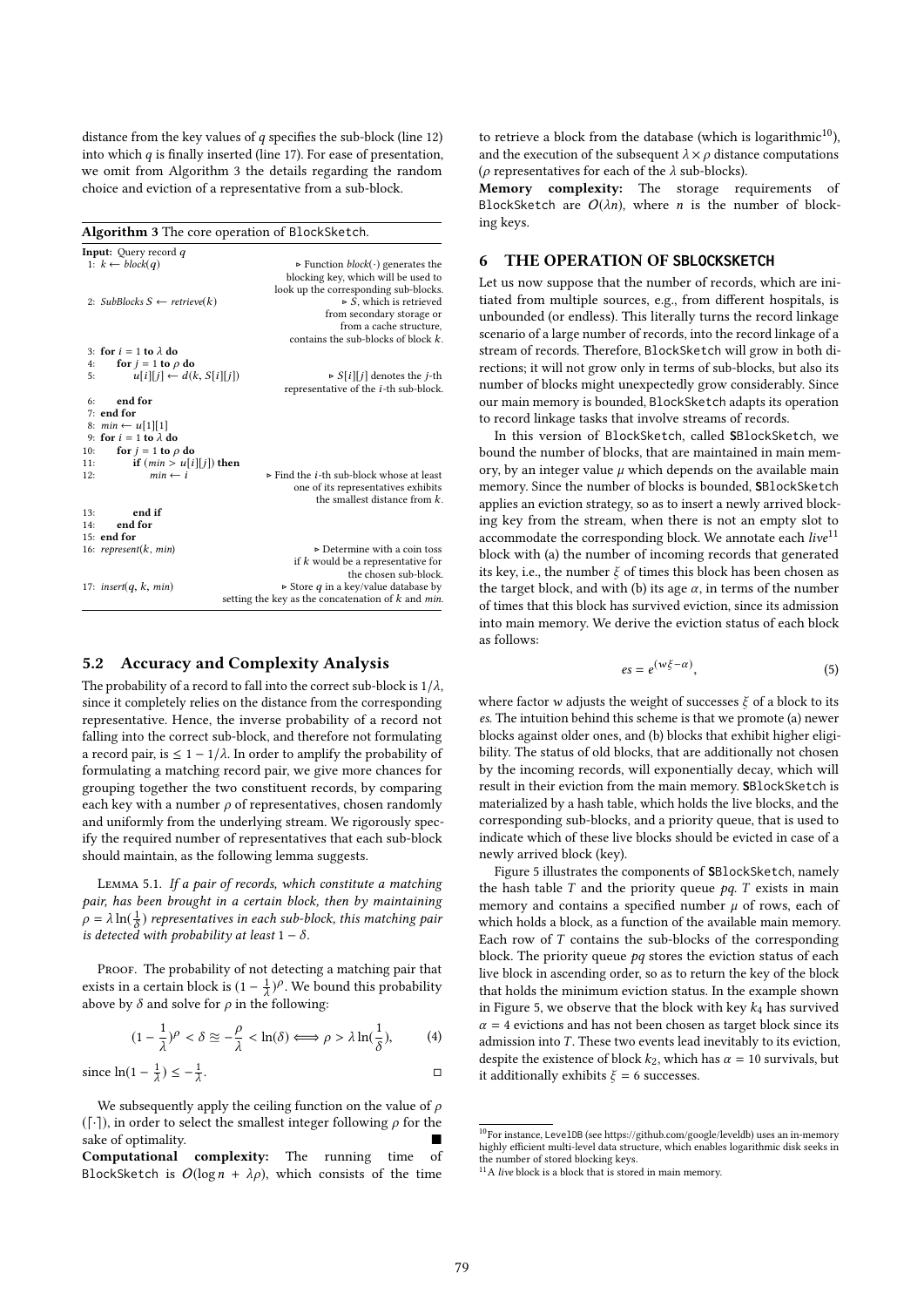distance from the key values of $q$ specifies the sub-block (line 12) into which $q$ is finally inserted (line 17). For ease of presentation, we omit from Algorithm 3 the details regarding the random choice and eviction of a representative from a sub-block.

**Algorithm 3** The core operation of BlockSketch.

```
Input: Query record q
1: k ← block(q)                    ▷ Function block(·) generates the
                                     blocking key, which will be used to
                                     look up the corresponding sub-blocks.
2: SubBlocks S ← retrieve(k)       ▷ S, which is retrieved
                                     from secondary storage or
                                     from a cache structure,
                                     contains the sub-blocks of block k.
3: for i = 1 to λ do
4:     for j = 1 to ρ do
5:         u[i][j] ← d(k, S[i][j])  ▷ S[i][j] denotes the j-th
                                     representative of the i-th sub-block.
6:     end for
7: end for
8: min ← u[1][1]
9: for i = 1 to λ do
10:    for j = 1 to ρ do
11:        if (min > u[i][j]) then
12:            min ← i             ▷ Find the i-th sub-block whose at least
                                     one of its representatives exhibits
                                     the smallest distance from k.
13:        end if
14:    end for
15: end for
16: represent(k, min)              ▷ Determine with a coin toss
                                     if k would be a representative for
                                     the chosen sub-block.
17: insert(q, k, min)              ▷ Store q in a key/value database by
                                     setting the key as the concatenation of k and min.
```

## 5.2 Accuracy and Complexity Analysis

The probability of a record to fall into the correct sub-block is $1/\lambda$, since it completely relies on the distance from the corresponding representative. Hence, the inverse probability of a record not falling into the correct sub-block, and therefore not formulating a record pair, is $\leq 1 - 1/\lambda$. In order to amplify the probability of formulating a matching record pair, we give more chances for grouping together the two constituent records, by comparing each key with a number $\rho$ of representatives, chosen randomly and uniformly from the underlying stream. We rigorously specify the required number of representatives that each sub-block should maintain, as the following lemma suggests.

Lemma 5.1. *If a pair of records, which constitute a matching pair, has been brought in a certain block, then by maintaining $\rho = \lambda \ln(\frac{1}{\delta})$ representatives in each sub-block, this matching pair is detected with probability at least $1 - \delta$.*

Proof. The probability of not detecting a matching pair that exists in a certain block is $(1 - \frac{1}{\lambda})^{\rho}$. We bound this probability above by $\delta$ and solve for $\rho$ in the following:

$$(1 - \frac{1}{\lambda})^{\rho} < \delta \approxeq -\frac{\rho}{\lambda} < \ln(\delta) \iff \rho > \lambda \ln(\frac{1}{\delta}), \tag{4}$$

since $\ln(1 - \frac{1}{\lambda}) \leq -\frac{1}{\lambda}$. □

We subsequently apply the ceiling function on the value of $\rho$ ($\lceil \cdot \rceil$), in order to select the smallest integer following $\rho$ for the sake of optimality. ■

**Computational complexity:** The running time of BlockSketch is $O(\log n + \lambda\rho)$, which consists of the time to retrieve a block from the database (which is logarithmic[10]), and the execution of the subsequent $\lambda \times \rho$ distance computations ($\rho$ representatives for each of the $\lambda$ sub-blocks).

**Memory complexity:** The storage requirements of BlockSketch are $O(\lambda n)$, where $n$ is the number of blocking keys.

## 6 THE OPERATION OF SBLOCKSKETCH

Let us now suppose that the number of records, which are initiated from multiple sources, e.g., from different hospitals, is unbounded (or endless). This literally turns the record linkage scenario of a large number of records, into the record linkage of a stream of records. Therefore, BlockSketch will grow in both directions; it will not grow only in terms of sub-blocks, but also its number of blocks might unexpectedly grow considerably. Since our main memory is bounded, BlockSketch adapts its operation to record linkage tasks that involve streams of records.

In this version of BlockSketch, called SBlockSketch, we bound the number of blocks, that are maintained in main memory, by an integer value $\mu$ which depends on the available main memory. Since the number of blocks is bounded, SBlockSketch applies an eviction strategy, so as to insert a newly arrived blocking key from the stream, when there is not an empty slot to accommodate the corresponding block. We annotate each *live*[11] block with (a) the number of incoming records that generated its key, i.e., the number $\xi$ of times this block has been chosen as the target block, and with (b) its age $\alpha$, in terms of the number of times that this block has survived eviction, since its admission into main memory. We derive the eviction status of each block as follows:

$$es = e^{(w\xi - \alpha)}, \tag{5}$$

where factor $w$ adjusts the weight of successes $\xi$ of a block to its $es$. The intuition behind this scheme is that we promote (a) newer blocks against older ones, and (b) blocks that exhibit higher eligibility. The status of old blocks, that are additionally not chosen by the incoming records, will exponentially decay, which will result in their eviction from the main memory. SBlockSketch is materialized by a hash table, which holds the live blocks, and the corresponding sub-blocks, and a priority queue, that is used to indicate which of these live blocks should be evicted in case of a newly arrived block (key).

Figure 5 illustrates the components of SBlockSketch, namely the hash table $T$ and the priority queue $pq$. $T$ exists in main memory and contains a specified number $\mu$ of rows, each of which holds a block, as a function of the available main memory. Each row of $T$ contains the sub-blocks of the corresponding block. The priority queue $pq$ stores the eviction status of each live block in ascending order, so as to return the key of the block that holds the minimum eviction status. In the example shown in Figure 5, we observe that the block with key $k_4$ has survived $\alpha = 4$ evictions and has not been chosen as target block since its admission into $T$. These two events lead inevitably to its eviction, despite the existence of block $k_2$, which has $\alpha = 10$ survivals, but it additionally exhibits $\xi = 6$ successes.

---

[10] For instance, LevelDB (see https://github.com/google/leveldb) uses an in-memory highly efficient multi-level data structure, which enables logarithmic disk seeks in the number of stored blocking keys.

[11] A *live* block is a block that is stored in main memory.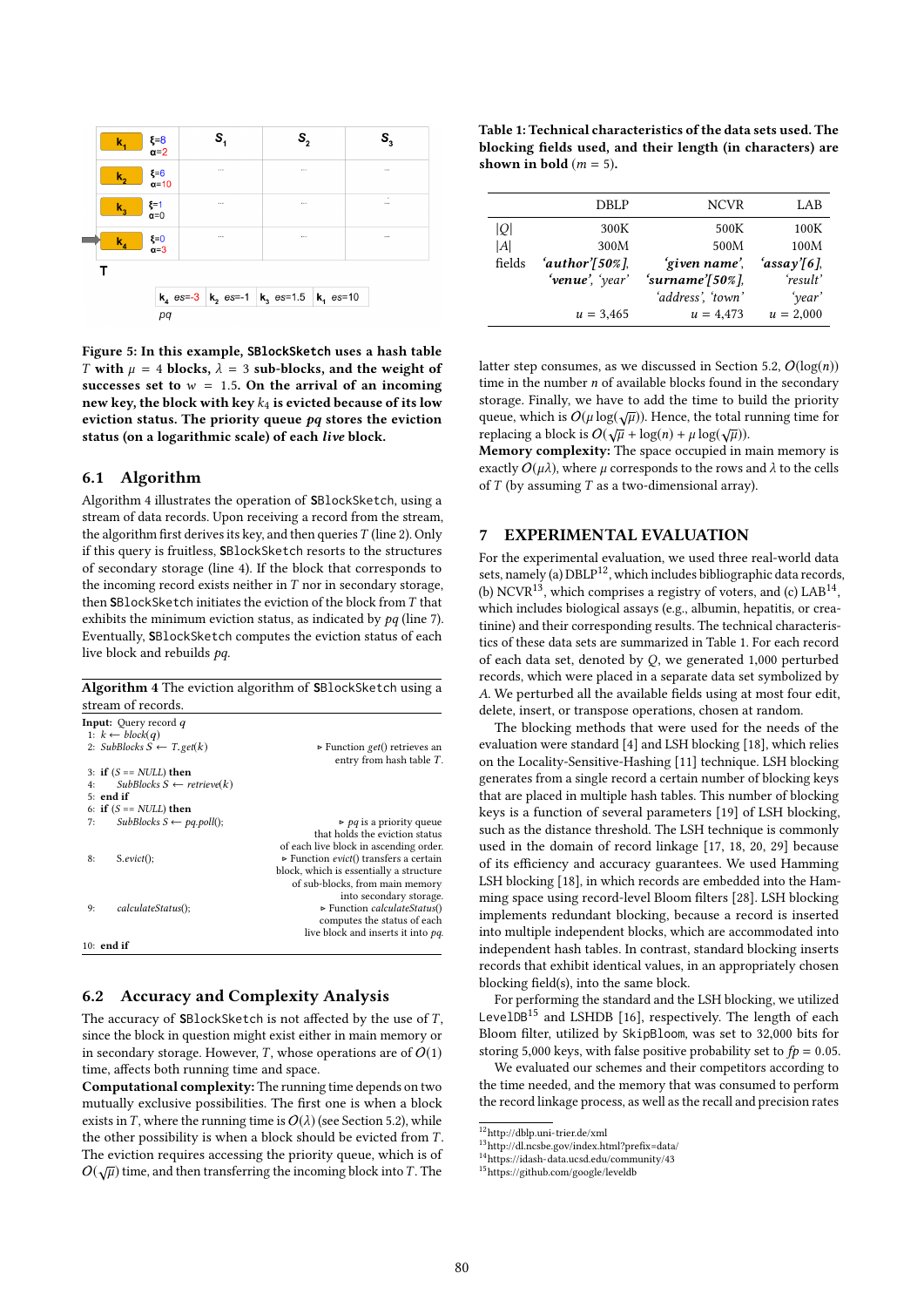Figure 5: In this example, SBlockSketch uses a hash table $T$ with $\mu = 4$ blocks, $\lambda = 3$ sub-blocks, and the weight of successes set to $w = 1.5$. On the arrival of an incoming new key, the block with key $k_4$ is evicted because of its low eviction status. The priority queue $pq$ stores the eviction status (on a logarithmic scale) of each *live* block.

## 6.1 Algorithm

Algorithm 4 illustrates the operation of SBlockSketch, using a stream of data records. Upon receiving a record from the stream, the algorithm first derives its key, and then queries $T$ (line 2). Only if this query is fruitless, SBlockSketch resorts to the structures of secondary storage (line 4). If the block that corresponds to the incoming record exists neither in $T$ nor in secondary storage, then SBlockSketch initiates the eviction of the block from $T$ that exhibits the minimum eviction status, as indicated by $pq$ (line 7). Eventually, SBlockSketch computes the eviction status of each live block and rebuilds $pq$.

**Algorithm 4** The eviction algorithm of SBlockSketch using a stream of records.

**Input:** Query record $q$
1: $k \leftarrow block(q)$
2: $SubBlocks\ S \leftarrow T.get(k)$ ▷ Function *get*() retrieves an entry from hash table $T$.
3: **if** ($S$ == *NULL*) **then**
4: $SubBlocks\ S \leftarrow retrieve(k)$
5: **end if**
6: **if** ($S$ == *NULL*) **then**
7: $SubBlocks\ S \leftarrow pq.poll()$; ▷ *pq* is a priority queue that holds the eviction status of each live block in ascending order.
8: $S.evict()$; ▷ Function *evict*() transfers a certain block, which is essentially a structure of sub-blocks, from main memory into secondary storage.
9: $calculateStatus()$; ▷ Function *calculateStatus*() computes the status of each live block and inserts it into *pq*.
10: **end if**

## 6.2 Accuracy and Complexity Analysis

The accuracy of SBlockSketch is not affected by the use of $T$, since the block in question might exist either in main memory or in secondary storage. However, $T$, whose operations are of $O(1)$ time, affects both running time and space.

**Computational complexity:** The running time depends on two mutually exclusive possibilities. The first one is when a block exists in $T$, where the running time is $O(\lambda)$ (see Section 5.2), while the other possibility is when a block should be evicted from $T$. The eviction requires accessing the priority queue, which is of $O(\sqrt{\mu})$ time, and then transferring the incoming block into $T$. The latter step consumes, as we discussed in Section 5.2, $O(\log(n))$ time in the number $n$ of available blocks found in the secondary storage. Finally, we have to add the time to build the priority queue, which is $O(\mu \log(\sqrt{\mu}))$. Hence, the total running time for replacing a block is $O(\sqrt{\mu} + \log(n) + \mu \log(\sqrt{\mu}))$.

**Memory complexity:** The space occupied in main memory is exactly $O(\mu\lambda)$, where $\mu$ corresponds to the rows and $\lambda$ to the cells of $T$ (by assuming $T$ as a two-dimensional array).

**Table 1: Technical characteristics of the data sets used. The blocking fields used, and their length (in characters) are shown in bold ($m = 5$).**

| | DBLP | NCVR | LAB |
|---|---|---|---|
| $\|Q\|$ | 300K | 500K | 100K |
| $\|A\|$ | 300M | 500M | 100M |
| fields | ***'author'[50%]***, *'venue'*, *'year'* | ***'given name'***, ***'surname'[50%]***, *'address'*, *'town'* | ***'assay'[6]***, *'result'* *'year'* |
| | $u = 3{,}465$ | $u = 4{,}473$ | $u = 2{,}000$ |

# 7 EXPERIMENTAL EVALUATION

For the experimental evaluation, we used three real-world data sets, namely (a) DBLP[12], which includes bibliographic data records, (b) NCVR[13], which comprises a registry of voters, and (c) LAB[14], which includes biological assays (e.g., albumin, hepatitis, or creatinine) and their corresponding results. The technical characteristics of these data sets are summarized in Table 1. For each record of each data set, denoted by $Q$, we generated 1,000 perturbed records, which were placed in a separate data set symbolized by $A$. We perturbed all the available fields using at most four edit, delete, insert, or transpose operations, chosen at random.

The blocking methods that were used for the needs of the evaluation were standard [4] and LSH blocking [18], which relies on the Locality-Sensitive-Hashing [11] technique. LSH blocking generates from a single record a certain number of blocking keys that are placed in multiple hash tables. This number of blocking keys is a function of several parameters [19] of LSH blocking, such as the distance threshold. The LSH technique is commonly used in the domain of record linkage [17, 18, 20, 29] because of its efficiency and accuracy guarantees. We used Hamming LSH blocking [18], in which records are embedded into the Hamming space using record-level Bloom filters [28]. LSH blocking implements redundant blocking, because a record is inserted into multiple independent blocks, which are accommodated into independent hash tables. In contrast, standard blocking inserts records that exhibit identical values, in an appropriately chosen blocking field(s), into the same block.

For performing the standard and the LSH blocking, we utilized LevelDB[15] and LSHDB [16], respectively. The length of each Bloom filter, utilized by SkipBloom, was set to 32,000 bits for storing 5,000 keys, with false positive probability set to $fp = 0.05$.

We evaluated our schemes and their competitors according to the time needed, and the memory that was consumed to perform the record linkage process, as well as the recall and precision rates

[12] http://dblp.uni-trier.de/xml
[13] http://dl.ncsbe.gov/index.html?prefix=data/
[14] https://idash-data.ucsd.edu/community/43
[15] https://github.com/google/leveldb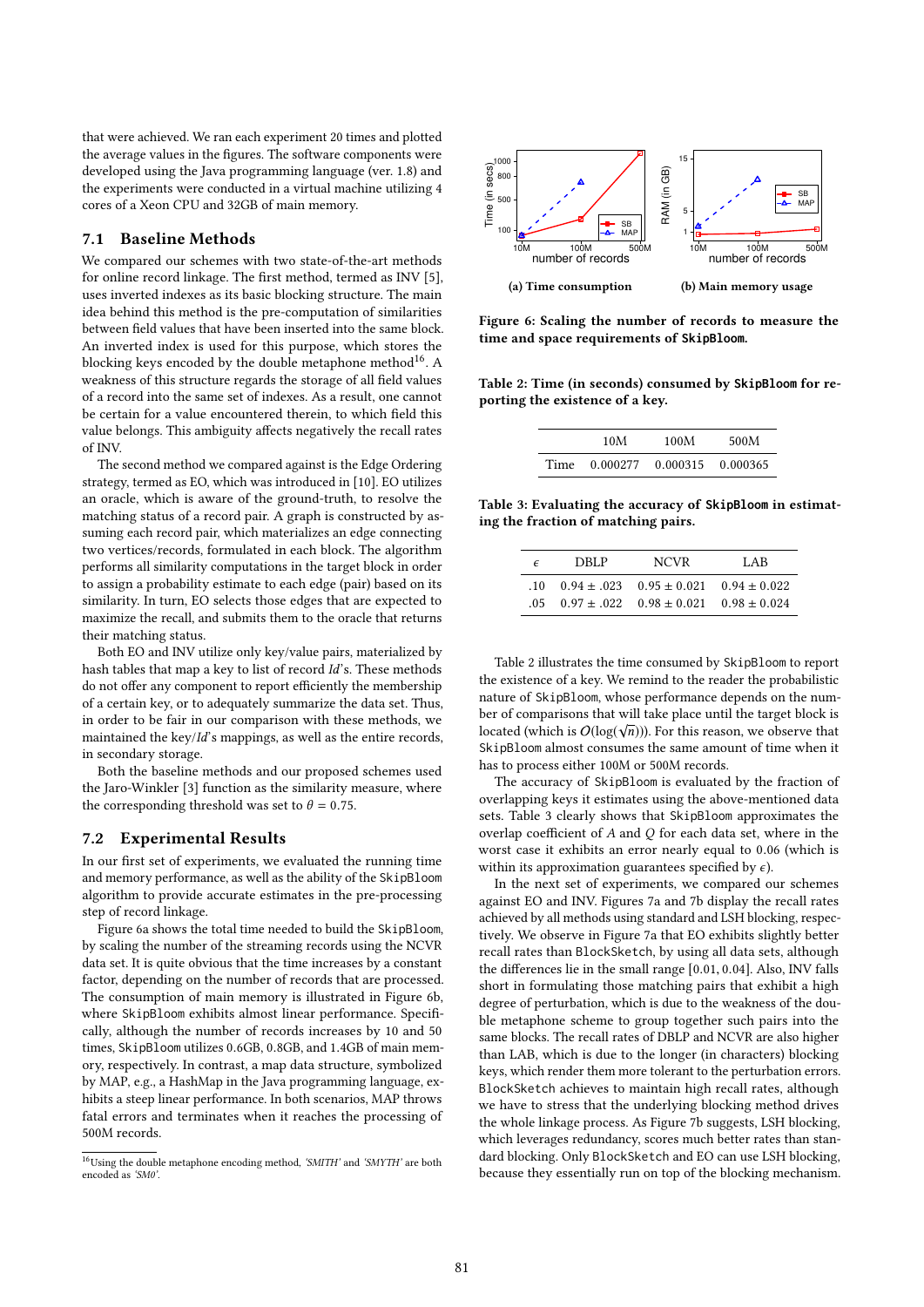that were achieved. We ran each experiment 20 times and plotted the average values in the figures. The software components were developed using the Java programming language (ver. 1.8) and the experiments were conducted in a virtual machine utilizing 4 cores of a Xeon CPU and 32GB of main memory.

## 7.1 Baseline Methods

We compared our schemes with two state-of-the-art methods for online record linkage. The first method, termed as INV [5], uses inverted indexes as its basic blocking structure. The main idea behind this method is the pre-computation of similarities between field values that have been inserted into the same block. An inverted index is used for this purpose, which stores the blocking keys encoded by the double metaphone method[16]. A weakness of this structure regards the storage of all field values of a record into the same set of indexes. As a result, one cannot be certain for a value encountered therein, to which field this value belongs. This ambiguity affects negatively the recall rates of INV.

The second method we compared against is the Edge Ordering strategy, termed as EO, which was introduced in [10]. EO utilizes an oracle, which is aware of the ground-truth, to resolve the matching status of a record pair. A graph is constructed by assuming each record pair, which materializes an edge connecting two vertices/records, formulated in each block. The algorithm performs all similarity computations in the target block in order to assign a probability estimate to each edge (pair) based on its similarity. In turn, EO selects those edges that are expected to maximize the recall, and submits them to the oracle that returns their matching status.

Both EO and INV utilize only key/value pairs, materialized by hash tables that map a key to list of record *Id*'s. These methods do not offer any component to report efficiently the membership of a certain key, or to adequately summarize the data set. Thus, in order to be fair in our comparison with these methods, we maintained the key/*Id*'s mappings, as well as the entire records, in secondary storage.

Both the baseline methods and our proposed schemes used the Jaro-Winkler [3] function as the similarity measure, where the corresponding threshold was set to $\theta = 0.75$.

## 7.2 Experimental Results

In our first set of experiments, we evaluated the running time and memory performance, as well as the ability of the SkipBloom algorithm to provide accurate estimates in the pre-processing step of record linkage.

Figure 6a shows the total time needed to build the SkipBloom, by scaling the number of the streaming records using the NCVR data set. It is quite obvious that the time increases by a constant factor, depending on the number of records that are processed. The consumption of main memory is illustrated in Figure 6b, where SkipBloom exhibits almost linear performance. Specifically, although the number of records increases by 10 and 50 times, SkipBloom utilizes 0.6GB, 0.8GB, and 1.4GB of main memory, respectively. In contrast, a map data structure, symbolized by MAP, e.g., a HashMap in the Java programming language, exhibits a steep linear performance. In both scenarios, MAP throws fatal errors and terminates when it reaches the processing of 500M records.

[16] Using the double metaphone encoding method, *'SMITH'* and *'SMYTH'* are both encoded as *'SM0'*.

(a) Time consumption

(b) Main memory usage

**Figure 6: Scaling the number of records to measure the time and space requirements of SkipBloom.**

**Table 2: Time (in seconds) consumed by SkipBloom for reporting the existence of a key.**

| | 10M | 100M | 500M |
|---|---|---|---|
| Time | 0.000277 | 0.000315 | 0.000365 |

**Table 3: Evaluating the accuracy of SkipBloom in estimating the fraction of matching pairs.**

| $\epsilon$ | DBLP | NCVR | LAB |
|---|---|---|---|
| .10 | $0.94 \pm .023$ | $0.95 \pm 0.021$ | $0.94 \pm 0.022$ |
| .05 | $0.97 \pm .022$ | $0.98 \pm 0.021$ | $0.98 \pm 0.024$ |

Table 2 illustrates the time consumed by SkipBloom to report the existence of a key. We remind to the reader the probabilistic nature of SkipBloom, whose performance depends on the number of comparisons that will take place until the target block is located (which is $O(\log(\sqrt{n}))$). For this reason, we observe that SkipBloom almost consumes the same amount of time when it has to process either 100M or 500M records.

The accuracy of SkipBloom is evaluated by the fraction of overlapping keys it estimates using the above-mentioned data sets. Table 3 clearly shows that SkipBloom approximates the overlap coefficient of $A$ and $Q$ for each data set, where in the worst case it exhibits an error nearly equal to 0.06 (which is within its approximation guarantees specified by $\epsilon$).

In the next set of experiments, we compared our schemes against EO and INV. Figures 7a and 7b display the recall rates achieved by all methods using standard and LSH blocking, respectively. We observe in Figure 7a that EO exhibits slightly better recall rates than BlockSketch, by using all data sets, although the differences lie in the small range [0.01, 0.04]. Also, INV falls short in formulating those matching pairs that exhibit a high degree of perturbation, which is due to the weakness of the double metaphone scheme to group together such pairs into the same blocks. The recall rates of DBLP and NCVR are also higher than LAB, which is due to the longer (in characters) blocking keys, which render them more tolerant to the perturbation errors. BlockSketch achieves to maintain high recall rates, although we have to stress that the underlying blocking method drives the whole linkage process. As Figure 7b suggests, LSH blocking, which leverages redundancy, scores much better rates than standard blocking. Only BlockSketch and EO can use LSH blocking, because they essentially run on top of the blocking mechanism.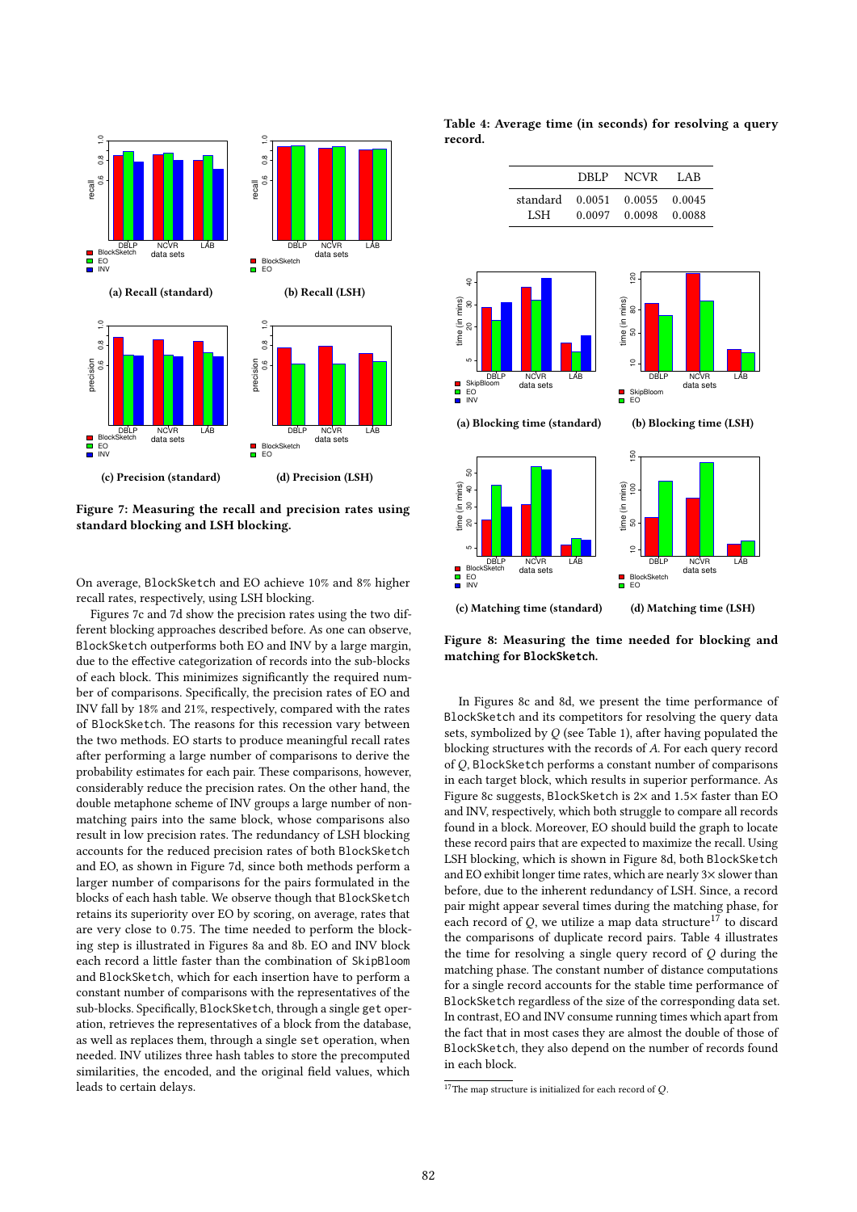**Figure 7: Measuring the recall and precision rates using standard blocking and LSH blocking.**

(a) Recall (standard) (b) Recall (LSH) (c) Precision (standard) (d) Precision (LSH)

On average, BlockSketch and EO achieve 10% and 8% higher recall rates, respectively, using LSH blocking.

Figures 7c and 7d show the precision rates using the two different blocking approaches described before. As one can observe, BlockSketch outperforms both EO and INV by a large margin, due to the effective categorization of records into the sub-blocks of each block. This minimizes significantly the required number of comparisons. Specifically, the precision rates of EO and INV fall by 18% and 21%, respectively, compared with the rates of BlockSketch. The reasons for this recession vary between the two methods. EO starts to produce meaningful recall rates after performing a large number of comparisons to derive the probability estimates for each pair. These comparisons, however, considerably reduce the precision rates. On the other hand, the double metaphone scheme of INV groups a large number of non-matching pairs into the same block, whose comparisons also result in low precision rates. The redundancy of LSH blocking accounts for the reduced precision rates of both BlockSketch and EO, as shown in Figure 7d, since both methods perform a larger number of comparisons for the pairs formulated in the blocks of each hash table. We observe though that BlockSketch retains its superiority over EO by scoring, on average, rates that are very close to 0.75. The time needed to perform the blocking step is illustrated in Figures 8a and 8b. EO and INV block each record a little faster than the combination of SkipBloom and BlockSketch, which for each insertion have to perform a constant number of comparisons with the representatives of the sub-blocks. Specifically, BlockSketch, through a single get operation, retrieves the representatives of a block from the database, as well as replaces them, through a single set operation, when needed. INV utilizes three hash tables to store the precomputed similarities, the encoded, and the original field values, which leads to certain delays.

**Table 4: Average time (in seconds) for resolving a query record.**

| | DBLP | NCVR | LAB |
|---|---|---|---|
| standard | 0.0051 | 0.0055 | 0.0045 |
| LSH | 0.0097 | 0.0098 | 0.0088 |

**Figure 8: Measuring the time needed for blocking and matching for BlockSketch.**

(a) Blocking time (standard) (b) Blocking time (LSH) (c) Matching time (standard) (d) Matching time (LSH)

In Figures 8c and 8d, we present the time performance of BlockSketch and its competitors for resolving the query data sets, symbolized by $Q$ (see Table 1), after having populated the blocking structures with the records of $A$. For each query record of $Q$, BlockSketch performs a constant number of comparisons in each target block, which results in superior performance. As Figure 8c suggests, BlockSketch is 2× and 1.5× faster than EO and INV, respectively, which both struggle to compare all records found in a block. Moreover, EO should build the graph to locate these record pairs that are expected to maximize the recall. Using LSH blocking, which is shown in Figure 8d, both BlockSketch and EO exhibit longer time rates, which are nearly 3× slower than before, due to the inherent redundancy of LSH. Since, a record pair might appear several times during the matching phase, for each record of $Q$, we utilize a map data structure[17] to discard the comparisons of duplicate record pairs. Table 4 illustrates the time for resolving a single query record of $Q$ during the matching phase. The constant number of distance computations for a single record accounts for the stable time performance of BlockSketch regardless of the size of the corresponding data set. In contrast, EO and INV consume running times which apart from the fact that in most cases they are almost the double of those of BlockSketch, they also depend on the number of records found in each block.

[17] The map structure is initialized for each record of $Q$.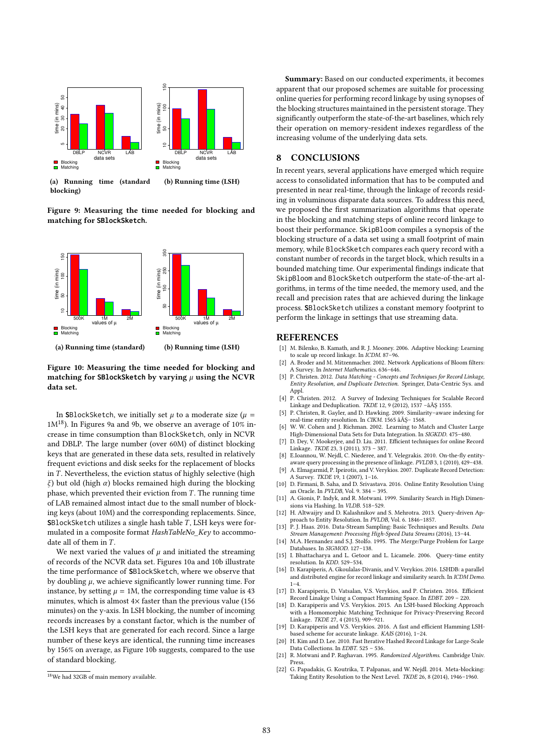(a) Running time (standard blocking)

(b) Running time (LSH)

**Figure 9: Measuring the time needed for blocking and matching for SBlockSketch.**

(a) Running time (standard)

(b) Running time (LSH)

**Figure 10: Measuring the time needed for blocking and matching for SBlockSketch by varying $\mu$ using the NCVR data set.**

In SBlockSketch, we initially set $\mu$ to a moderate size ($\mu$ = 1M[18]). In Figures 9a and 9b, we observe an average of 10% increase in time consumption than BlockSketch, only in NCVR and DBLP. The large number (over 60M) of distinct blocking keys that are generated in these data sets, resulted in relatively frequent evictions and disk seeks for the replacement of blocks in $T$. Nevertheless, the eviction status of highly selective (high $\xi$) but old (high $\alpha$) blocks remained high during the blocking phase, which prevented their eviction from $T$. The running time of LAB remained almost intact due to the small number of blocking keys (about 10M) and the corresponding replacements. Since, SBlockSketch utilizes a single hash table $T$, LSH keys were formulated in a composite format *HashTableNo_Key* to accommodate all of them in $T$.

We next varied the values of $\mu$ and initiated the streaming of records of the NCVR data set. Figures 10a and 10b illustrate the time performance of SBlockSketch, where we observe that by doubling $\mu$, we achieve significantly lower running time. For instance, by setting $\mu$ = 1M, the corresponding time value is 43 minutes, which is almost 4× faster than the previous value (156 minutes) on the y-axis. In LSH blocking, the number of incoming records increases by a constant factor, which is the number of the LSH keys that are generated for each record. Since a large number of these keys are identical, the running time increases by 156% on average, as Figure 10b suggests, compared to the use of standard blocking.

[18] We had 32GB of main memory available.

**Summary:** Based on our conducted experiments, it becomes apparent that our proposed schemes are suitable for processing online queries for performing record linkage by using synopses of the blocking structures maintained in the persistent storage. They significantly outperform the state-of-the-art baselines, which rely their operation on memory-resident indexes regardless of the increasing volume of the underlying data sets.

## 8 CONCLUSIONS

In recent years, several applications have emerged which require access to consolidated information that has to be computed and presented in near real-time, through the linkage of records residing in voluminous disparate data sources. To address this need, we proposed the first summarization algorithms that operate in the blocking and matching steps of online record linkage to boost their performance. SkipBloom compiles a synopsis of the blocking structure of a data set using a small footprint of main memory, while BlockSketch compares each query record with a constant number of records in the target block, which results in a bounded matching time. Our experimental findings indicate that SkipBloom and BlockSketch outperform the state-of-the-art algorithms, in terms of the time needed, the memory used, and the recall and precision rates that are achieved during the linkage process. SBlockSketch utilizes a constant memory footprint to perform the linkage in settings that use streaming data.

## REFERENCES

[1] M. Bilenko, B. Kamath, and R. J. Mooney. 2006. Adaptive blocking: Learning to scale up record linkage. In *ICDM*. 87–96.
[2] A. Broder and M. Mitzenmacher. 2002. Network Applications of Bloom filters: A Survey. In *Internet Mathematics*. 636–646.
[3] P. Christen. 2012. *Data Matching - Concepts and Techniques for Record Linkage, Entity Resolution, and Duplicate Detection*. Springer, Data-Centric Sys. and Appl.
[4] P. Christen. 2012. A Survey of Indexing Techniques for Scalable Record Linkage and Deduplication. *TKDE* 12, 9 (2012), 1537 –âĂŞ 1555.
[5] P. Christen, R. Gayler, and D. Hawking. 2009. Similarity–aware indexing for real-time entity resolution. In *CIKM*. 1565 âĂŞ– 1568.
[6] W. W. Cohen and J. Richman. 2002. Learning to Match and Cluster Large High-Dimensional Data Sets for Data Integration. In *SIGKDD*. 475–480.
[7] D. Dey, V. Mookerjee, and D. Liu. 2011. Efficient techniques for online Record Linkage. *TKDE* 23, 3 (2011), 373 – 387.
[8] E.Ioannou, W. Nejdl, C. Niederee, and Y. Velegrakis. 2010. On-the-fly entity-aware query processing in the presence of linkage. *PVLDB* 3, 1 (2010), 429–438.
[9] A. Elmagarmid, P. Ipeirotis, and V. Verykios. 2007. Duplicate Record Detection: A Survey. *TKDE* 19, 1 (2007), 1–16.
[10] D. Firmani, B. Saha, and D. Srivastava. 2016. Online Entity Resolution Using an Oracle. In *PVLDB*, Vol. 9. 384 – 395.
[11] A. Gionis, P. Indyk, and R. Motwani. 1999. Similarity Search in High Dimensions via Hashing. In *VLDB*. 518–529.
[12] H. Altwaijry and D. Kalashnikov and S. Mehrotra. 2013. Query-driven Approach to Entity Resolution. In *PVLDB*, Vol. 6. 1846–1857.
[13] P. J. Haas. 2016. Data-Stream Sampling: Basic Techniques and Results. *Data Stream Management: Processing High-Speed Data Streams* (2016), 13–44.
[14] M.A. Hernandez and S.J. Stolfo. 1995. The Merge/Purge Problem for Large Databases. In *SIGMOD*. 127–138.
[15] I. Bhattacharya and L. Getoor and L. Licamele. 2006. Query-time entity resolution. In *KDD*. 529–534.
[16] D. Karapiperis, A. Gkoulalas-Divanis, and V. Verykios. 2016. LSHDB: a parallel and distributed engine for record linkage and similarity search. In *ICDM Demo*. 1–4.
[17] D. Karapiperis, D. Vatsalan, V.S. Verykios, and P. Christen. 2016. Efficient Record Linkage Using a Compact Hamming Space. In *EDBT*. 209 – 220.
[18] D. Karapiperis and V.S. Verykios. 2015. An LSH-based Blocking Approach with a Homomorphic Matching Technique for Privacy-Preserving Record Linkage. *TKDE* 27, 4 (2015), 909–921.
[19] D. Karapiperis and V.S. Verykios. 2016. A fast and efficient Hamming LSH-based scheme for accurate linkage. *KAIS* (2016), 1–24.
[20] H. Kim and D. Lee. 2010. Fast Iterative Hashed Record Linkage for Large-Scale Data Collections. In *EDBT*. 525 – 536.
[21] R. Motwani and P. Raghavan. 1995. *Randomized Algorithms*. Cambridge Univ. Press.
[22] G. Papadakis, G. Koutrika, T. Palpanas, and W. Nejdl. 2014. Meta-blocking: Taking Entity Resolution to the Next Level. *TKDE* 26, 8 (2014), 1946–1960.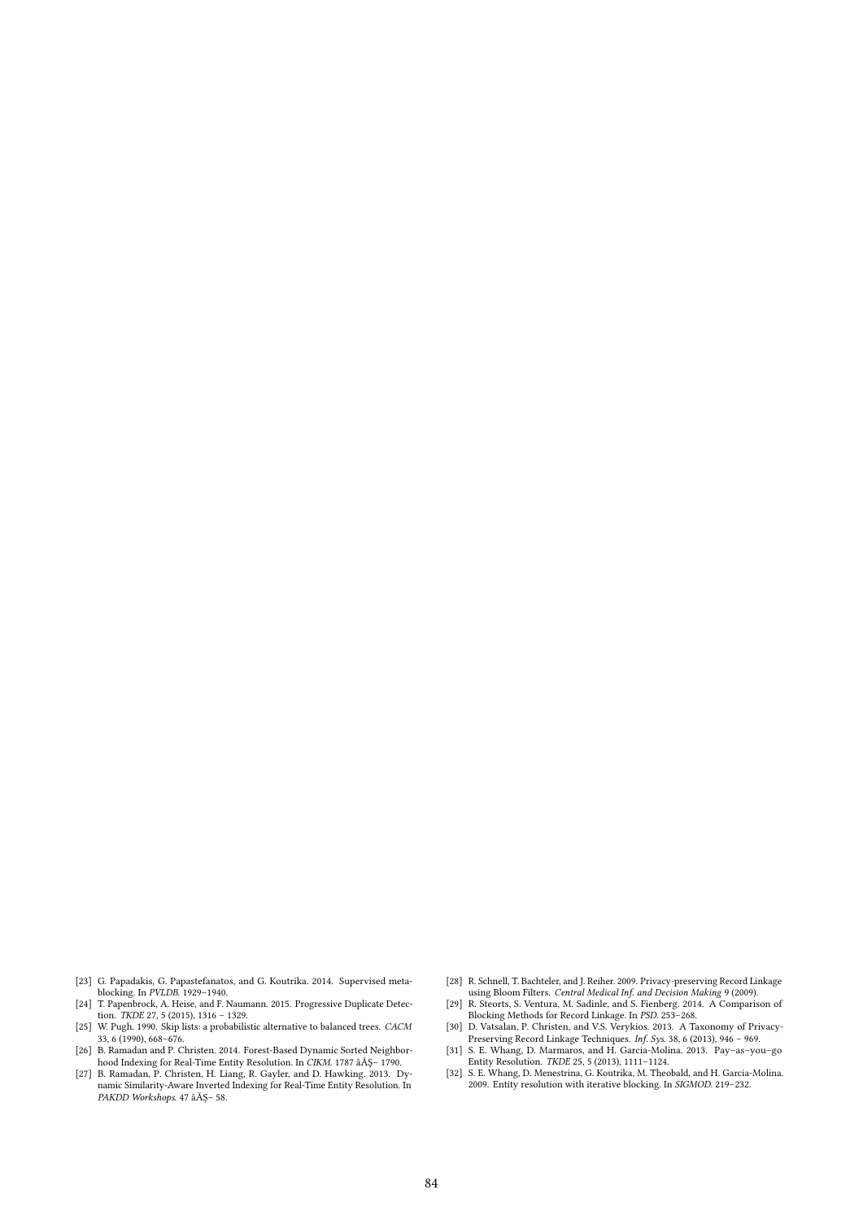[23] G. Papadakis, G. Papastefanatos, and G. Koutrika. 2014. Supervised meta-blocking. In *PVLDB*. 1929–1940.

[24] T. Papenbrock, A. Heise, and F. Naumann. 2015. Progressive Duplicate Detection. *TKDE* 27, 5 (2015), 1316 – 1329.

[25] W. Pugh. 1990. Skip lists: a probabilistic alternative to balanced trees. *CACM* 33, 6 (1990), 668–676.

[26] B. Ramadan and P. Christen. 2014. Forest-Based Dynamic Sorted Neighborhood Indexing for Real-Time Entity Resolution. In *CIKM*. 1787 âĂŞ– 1790.

[27] B. Ramadan, P. Christen, H. Liang, R. Gayler, and D. Hawking. 2013. Dynamic Similarity-Aware Inverted Indexing for Real-Time Entity Resolution. In *PAKDD Workshops*. 47 âĂŞ– 58.

[28] R. Schnell, T. Bachteler, and J. Reiher. 2009. Privacy-preserving Record Linkage using Bloom Filters. *Central Medical Inf. and Decision Making* 9 (2009).

[29] R. Steorts, S. Ventura, M. Sadinle, and S. Fienberg. 2014. A Comparison of Blocking Methods for Record Linkage. In *PSD*. 253–268.

[30] D. Vatsalan, P. Christen, and V.S. Verykios. 2013. A Taxonomy of Privacy-Preserving Record Linkage Techniques. *Inf. Sys.* 38, 6 (2013), 946 – 969.

[31] S. E. Whang, D. Marmaros, and H. Garcia-Molina. 2013. Pay–as–you–go Entity Resolution. *TKDE* 25, 5 (2013), 1111–1124.

[32] S. E. Whang, D. Menestrina, G. Koutrika, M. Theobald, and H. Garcia-Molina. 2009. Entity resolution with iterative blocking. In *SIGMOD*. 219–232.